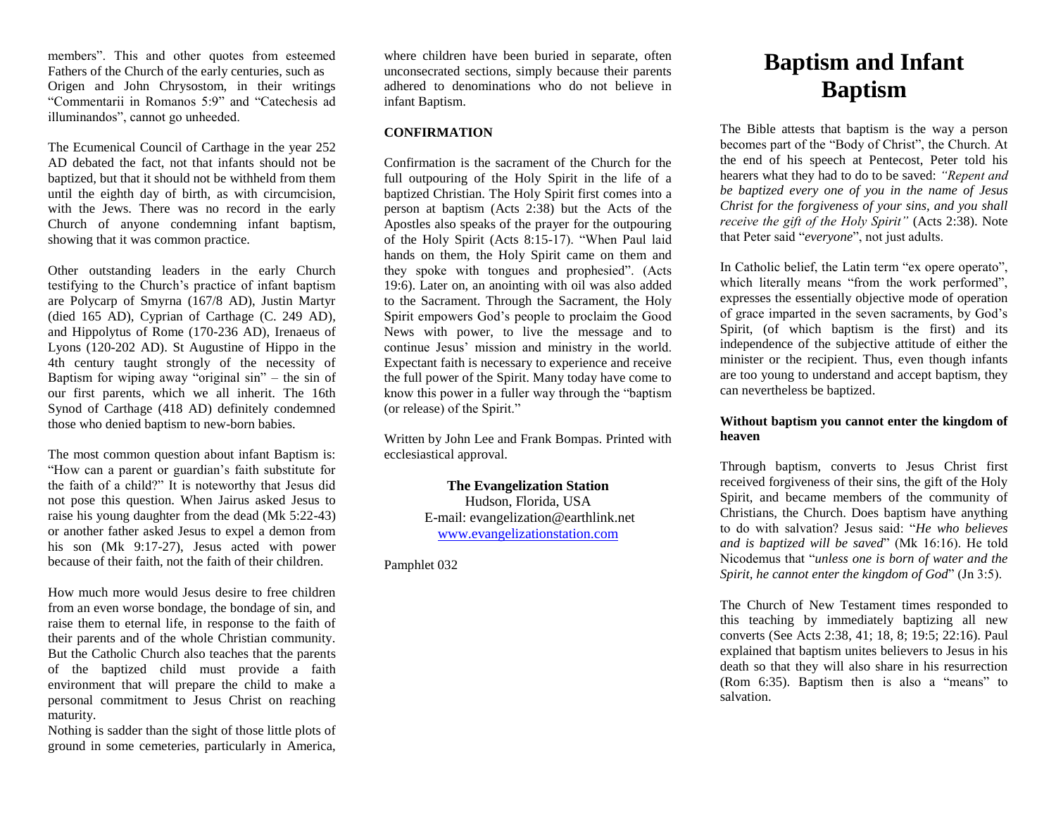members". This and other quotes from esteemed Fathers of the Church of the early centuries, such as Origen and John Chrysostom, in their writings "Commentarii in Romanos 5:9" and "Catechesis ad illuminandos", cannot go unheeded.

The Ecumenical Council of Carthage in the year 252 AD debated the fact, not that infants should not be baptized, but that it should not be withheld from them until the eighth day of birth, as with circumcision, with the Jews. There was no record in the early Church of anyone condemning infant baptism, showing that it was common practice.

Other outstanding leaders in the early Church testifying to the Church's practice of infant baptism are Polycarp of Smyrna (167/8 AD), Justin Martyr (died 165 AD), Cyprian of Carthage (C. 249 AD), and Hippolytus of Rome (170-236 AD), Irenaeus of Lyons (120-202 AD). St Augustine of Hippo in the 4th century taught strongly of the necessity of Baptism for wiping away "original sin" – the sin of our first parents, which we all inherit. The 16th Synod of Carthage (418 AD) definitely condemned those who denied baptism to new-born babies.

The most common question about infant Baptism is: "How can a parent or guardian's faith substitute for the faith of a child?" It is noteworthy that Jesus did not pose this question. When Jairus asked Jesus to raise his young daughter from the dead (Mk 5:22-43) or another father asked Jesus to expel a demon from his son (Mk 9:17-27), Jesus acted with power because of their faith, not the faith of their children.

How much more would Jesus desire to free children from an even worse bondage, the bondage of sin, and raise them to eternal life, in response to the faith of their parents and of the whole Christian community. But the Catholic Church also teaches that the parents of the baptized child must provide a faith environment that will prepare the child to make a personal commitment to Jesus Christ on reaching maturity.

Nothing is sadder than the sight of those little plots of ground in some cemeteries, particularly in America, where children have been buried in separate, often unconsecrated sections, simply because their parents adhered to denominations who do not believe in infant Baptism.

**CONFIRMATION**

Confirmation is the sacrament of the Church for the full outpouring of the Holy Spirit in the life of a baptized Christian. The Holy Spirit first comes into a person at baptism (Acts 2:38) but the Acts of the Apostles also speaks of the prayer for the outpouring of the Holy Spirit (Acts 8:15-17). "When Paul laid hands on them, the Holy Spirit came on them and they spoke with tongues and prophesied". (Acts 19:6). Later on, an anointing with oil was also added to the Sacrament. Through the Sacrament, the Holy Spirit empowers God's people to proclaim the Good News with power, to live the message and to continue Jesus' mission and ministry in the world. Expectant faith is necessary to experience and receive the full power of the Spirit. Many today have come to know this power in a fuller way through the "baptism (or release) of the Spirit."

Written by John Lee and Frank Bompas. Printed with ecclesiastical approval.

**The Evangelization Station**
Hudson, Florida, USA
E-mail: evangelization@earthlink.net
www.evangelizationstation.com

Pamphlet 032

# Baptism and Infant Baptism

The Bible attests that baptism is the way a person becomes part of the "Body of Christ", the Church. At the end of his speech at Pentecost, Peter told his hearers what they had to do to be saved: *"Repent and be baptized every one of you in the name of Jesus Christ for the forgiveness of your sins, and you shall receive the gift of the Holy Spirit"* (Acts 2:38). Note that Peter said "*everyone*", not just adults.

In Catholic belief, the Latin term "ex opere operato", which literally means "from the work performed", expresses the essentially objective mode of operation of grace imparted in the seven sacraments, by God's Spirit, (of which baptism is the first) and its independence of the subjective attitude of either the minister or the recipient. Thus, even though infants are too young to understand and accept baptism, they can nevertheless be baptized.

**Without baptism you cannot enter the kingdom of heaven**

Through baptism, converts to Jesus Christ first received forgiveness of their sins, the gift of the Holy Spirit, and became members of the community of Christians, the Church. Does baptism have anything to do with salvation? Jesus said: "*He who believes and is baptized will be saved*" (Mk 16:16). He told Nicodemus that "*unless one is born of water and the Spirit, he cannot enter the kingdom of God*" (Jn 3:5).

The Church of New Testament times responded to this teaching by immediately baptizing all new converts (See Acts 2:38, 41; 18, 8; 19:5; 22:16). Paul explained that baptism unites believers to Jesus in his death so that they will also share in his resurrection (Rom 6:35). Baptism then is also a "means" to salvation.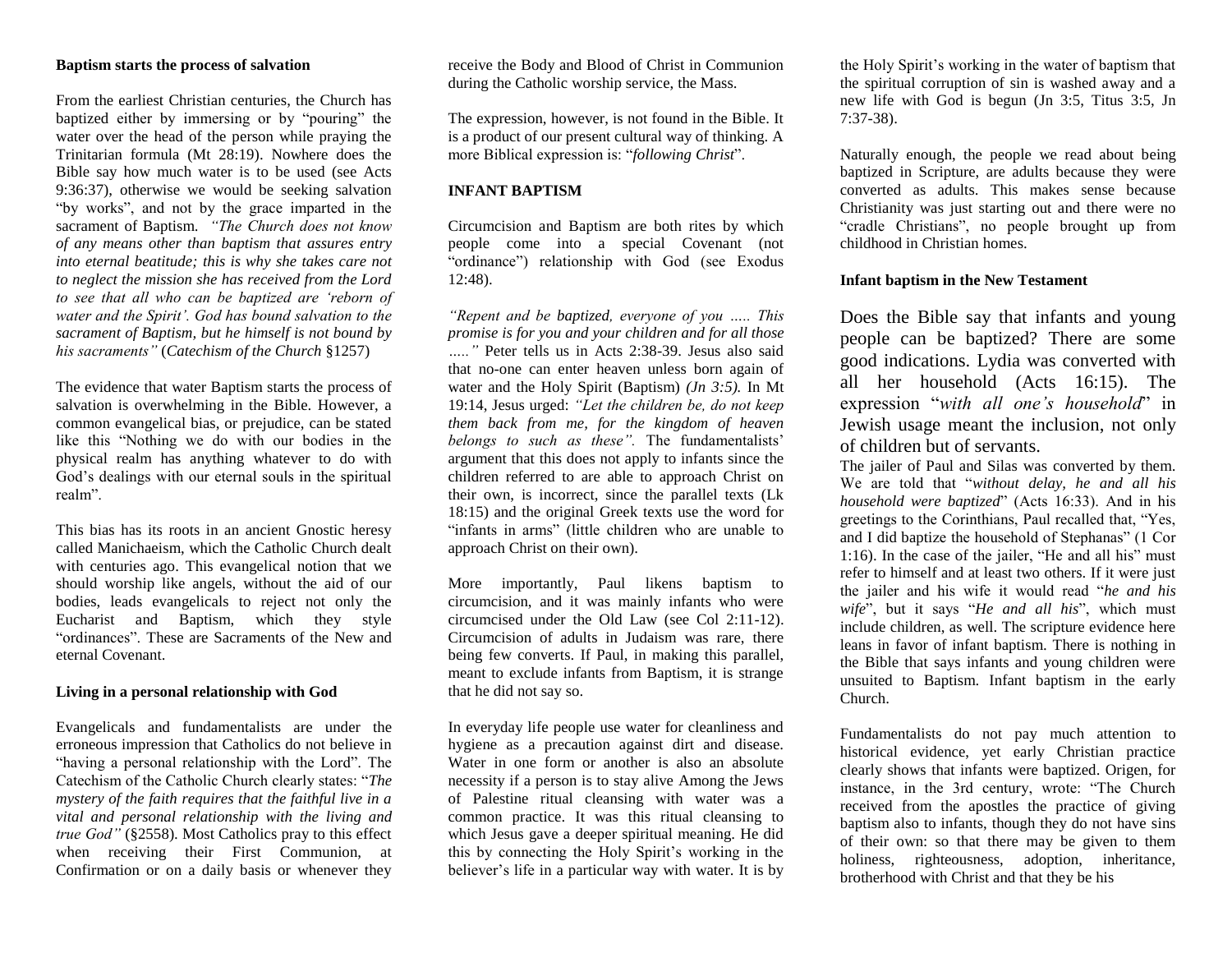**Baptism starts the process of salvation**

From the earliest Christian centuries, the Church has baptized either by immersing or by "pouring" the water over the head of the person while praying the Trinitarian formula (Mt 28:19). Nowhere does the Bible say how much water is to be used (see Acts 9:36:37), otherwise we would be seeking salvation "by works", and not by the grace imparted in the sacrament of Baptism. *"The Church does not know of any means other than baptism that assures entry into eternal beatitude; this is why she takes care not to neglect the mission she has received from the Lord to see that all who can be baptized are 'reborn of water and the Spirit'. God has bound salvation to the sacrament of Baptism, but he himself is not bound by his sacraments"* (*Catechism of the Church* §1257)

The evidence that water Baptism starts the process of salvation is overwhelming in the Bible. However, a common evangelical bias, or prejudice, can be stated like this "Nothing we do with our bodies in the physical realm has anything whatever to do with God's dealings with our eternal souls in the spiritual realm".

This bias has its roots in an ancient Gnostic heresy called Manichaeism, which the Catholic Church dealt with centuries ago. This evangelical notion that we should worship like angels, without the aid of our bodies, leads evangelicals to reject not only the Eucharist and Baptism, which they style "ordinances". These are Sacraments of the New and eternal Covenant.

**Living in a personal relationship with God**

Evangelicals and fundamentalists are under the erroneous impression that Catholics do not believe in "having a personal relationship with the Lord". The Catechism of the Catholic Church clearly states: "*The mystery of the faith requires that the faithful live in a vital and personal relationship with the living and true God"* (§2558). Most Catholics pray to this effect when receiving their First Communion, at Confirmation or on a daily basis or whenever they receive the Body and Blood of Christ in Communion during the Catholic worship service, the Mass.

The expression, however, is not found in the Bible. It is a product of our present cultural way of thinking. A more Biblical expression is: "*following Christ*".

**INFANT BAPTISM**

Circumcision and Baptism are both rites by which people come into a special Covenant (not "ordinance") relationship with God (see Exodus 12:48).

*"Repent and be baptized, everyone of you ….. This promise is for you and your children and for all those ….."* Peter tells us in Acts 2:38-39. Jesus also said that no-one can enter heaven unless born again of water and the Holy Spirit (Baptism) *(Jn 3:5).* In Mt 19:14, Jesus urged: *"Let the children be, do not keep them back from me, for the kingdom of heaven belongs to such as these".* The fundamentalists' argument that this does not apply to infants since the children referred to are able to approach Christ on their own, is incorrect, since the parallel texts (Lk 18:15) and the original Greek texts use the word for "infants in arms" (little children who are unable to approach Christ on their own).

More importantly, Paul likens baptism to circumcision, and it was mainly infants who were circumcised under the Old Law (see Col 2:11-12). Circumcision of adults in Judaism was rare, there being few converts. If Paul, in making this parallel, meant to exclude infants from Baptism, it is strange that he did not say so.

In everyday life people use water for cleanliness and hygiene as a precaution against dirt and disease. Water in one form or another is also an absolute necessity if a person is to stay alive Among the Jews of Palestine ritual cleansing with water was a common practice. It was this ritual cleansing to which Jesus gave a deeper spiritual meaning. He did this by connecting the Holy Spirit's working in the believer's life in a particular way with water. It is by the Holy Spirit's working in the water of baptism that the spiritual corruption of sin is washed away and a new life with God is begun (Jn 3:5, Titus 3:5, Jn 7:37-38).

Naturally enough, the people we read about being baptized in Scripture, are adults because they were converted as adults. This makes sense because Christianity was just starting out and there were no "cradle Christians", no people brought up from childhood in Christian homes.

**Infant baptism in the New Testament**

Does the Bible say that infants and young people can be baptized? There are some good indications. Lydia was converted with all her household (Acts 16:15). The expression "*with all one's household*" in Jewish usage meant the inclusion, not only of children but of servants.

The jailer of Paul and Silas was converted by them. We are told that "*without delay, he and all his household were baptized*" (Acts 16:33). And in his greetings to the Corinthians, Paul recalled that, "Yes, and I did baptize the household of Stephanas" (1 Cor 1:16). In the case of the jailer, "He and all his" must refer to himself and at least two others. If it were just the jailer and his wife it would read "*he and his wife*", but it says "*He and all his*", which must include children, as well. The scripture evidence here leans in favor of infant baptism. There is nothing in the Bible that says infants and young children were unsuited to Baptism. Infant baptism in the early Church.

Fundamentalists do not pay much attention to historical evidence, yet early Christian practice clearly shows that infants were baptized. Origen, for instance, in the 3rd century, wrote: "The Church received from the apostles the practice of giving baptism also to infants, though they do not have sins of their own: so that there may be given to them holiness, righteousness, adoption, inheritance, brotherhood with Christ and that they be his